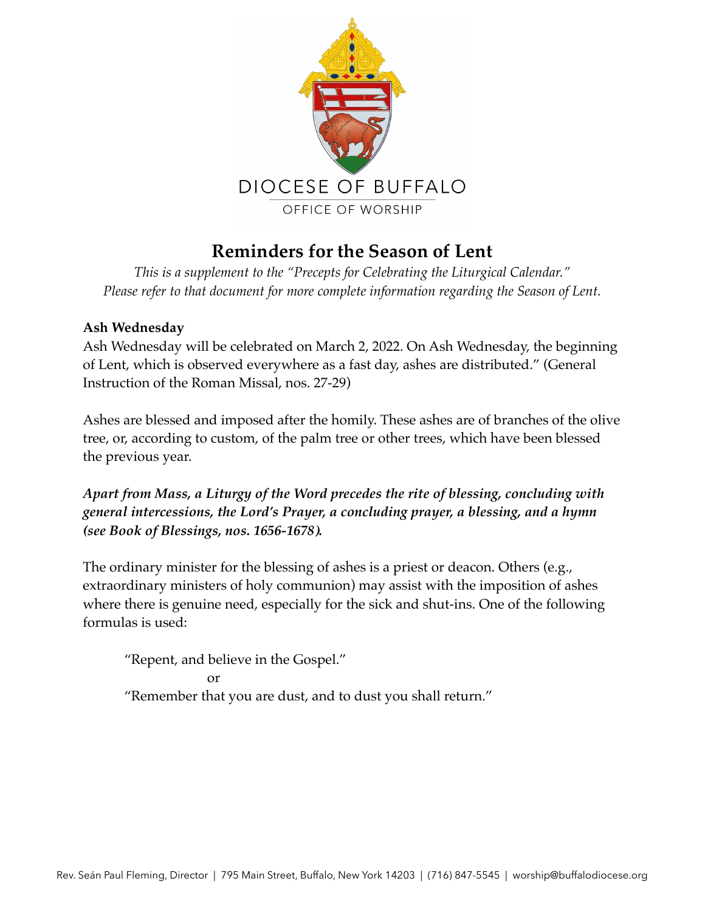DIOCESE OF BUFFALO

OFFICE OF WORSHIP

# Reminders for the Season of Lent

*This is a supplement to the "Precepts for Celebrating the Liturgical Calendar." Please refer to that document for more complete information regarding the Season of Lent.*

**Ash Wednesday**

Ash Wednesday will be celebrated on March 2, 2022. On Ash Wednesday, the beginning of Lent, which is observed everywhere as a fast day, ashes are distributed." (General Instruction of the Roman Missal, nos. 27-29)

Ashes are blessed and imposed after the homily. These ashes are of branches of the olive tree, or, according to custom, of the palm tree or other trees, which have been blessed the previous year.

***Apart from Mass, a Liturgy of the Word precedes the rite of blessing, concluding with general intercessions, the Lord's Prayer, a concluding prayer, a blessing, and a hymn (see Book of Blessings, nos. 1656-1678).***

The ordinary minister for the blessing of ashes is a priest or deacon. Others (e.g., extraordinary ministers of holy communion) may assist with the imposition of ashes where there is genuine need, especially for the sick and shut-ins. One of the following formulas is used:

> "Repent, and believe in the Gospel."
>
> or
>
> "Remember that you are dust, and to dust you shall return."

Rev. Seán Paul Fleming, Director | 795 Main Street, Buffalo, New York 14203 | (716) 847-5545 | worship@buffalodiocese.org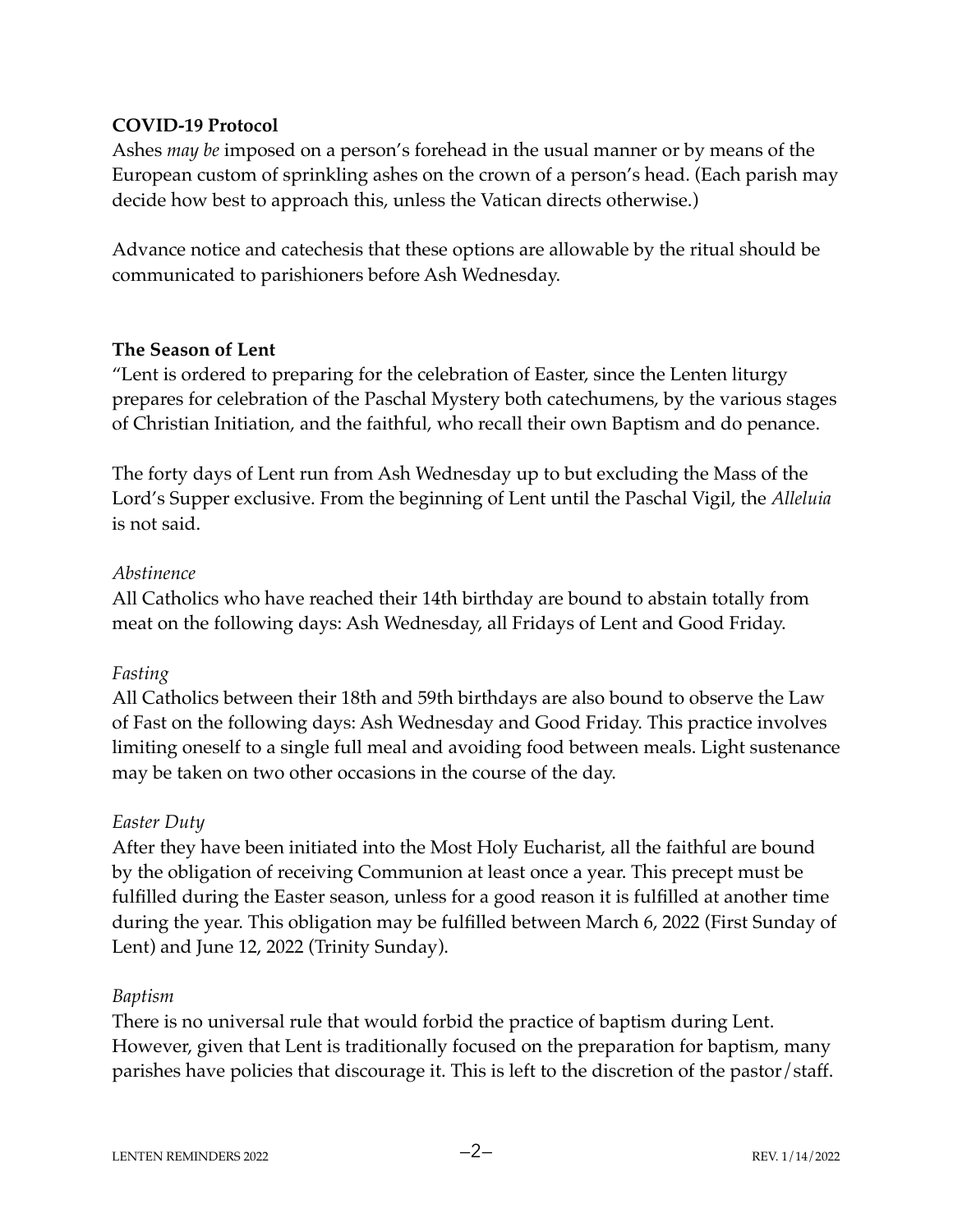**COVID-19 Protocol**

Ashes *may be* imposed on a person's forehead in the usual manner or by means of the European custom of sprinkling ashes on the crown of a person's head. (Each parish may decide how best to approach this, unless the Vatican directs otherwise.)

Advance notice and catechesis that these options are allowable by the ritual should be communicated to parishioners before Ash Wednesday.

**The Season of Lent**

"Lent is ordered to preparing for the celebration of Easter, since the Lenten liturgy prepares for celebration of the Paschal Mystery both catechumens, by the various stages of Christian Initiation, and the faithful, who recall their own Baptism and do penance.

The forty days of Lent run from Ash Wednesday up to but excluding the Mass of the Lord's Supper exclusive. From the beginning of Lent until the Paschal Vigil, the *Alleluia* is not said.

*Abstinence*

All Catholics who have reached their 14th birthday are bound to abstain totally from meat on the following days: Ash Wednesday, all Fridays of Lent and Good Friday.

*Fasting*

All Catholics between their 18th and 59th birthdays are also bound to observe the Law of Fast on the following days: Ash Wednesday and Good Friday. This practice involves limiting oneself to a single full meal and avoiding food between meals. Light sustenance may be taken on two other occasions in the course of the day.

*Easter Duty*

After they have been initiated into the Most Holy Eucharist, all the faithful are bound by the obligation of receiving Communion at least once a year. This precept must be fulfilled during the Easter season, unless for a good reason it is fulfilled at another time during the year. This obligation may be fulfilled between March 6, 2022 (First Sunday of Lent) and June 12, 2022 (Trinity Sunday).

*Baptism*

There is no universal rule that would forbid the practice of baptism during Lent. However, given that Lent is traditionally focused on the preparation for baptism, many parishes have policies that discourage it. This is left to the discretion of the pastor/staff.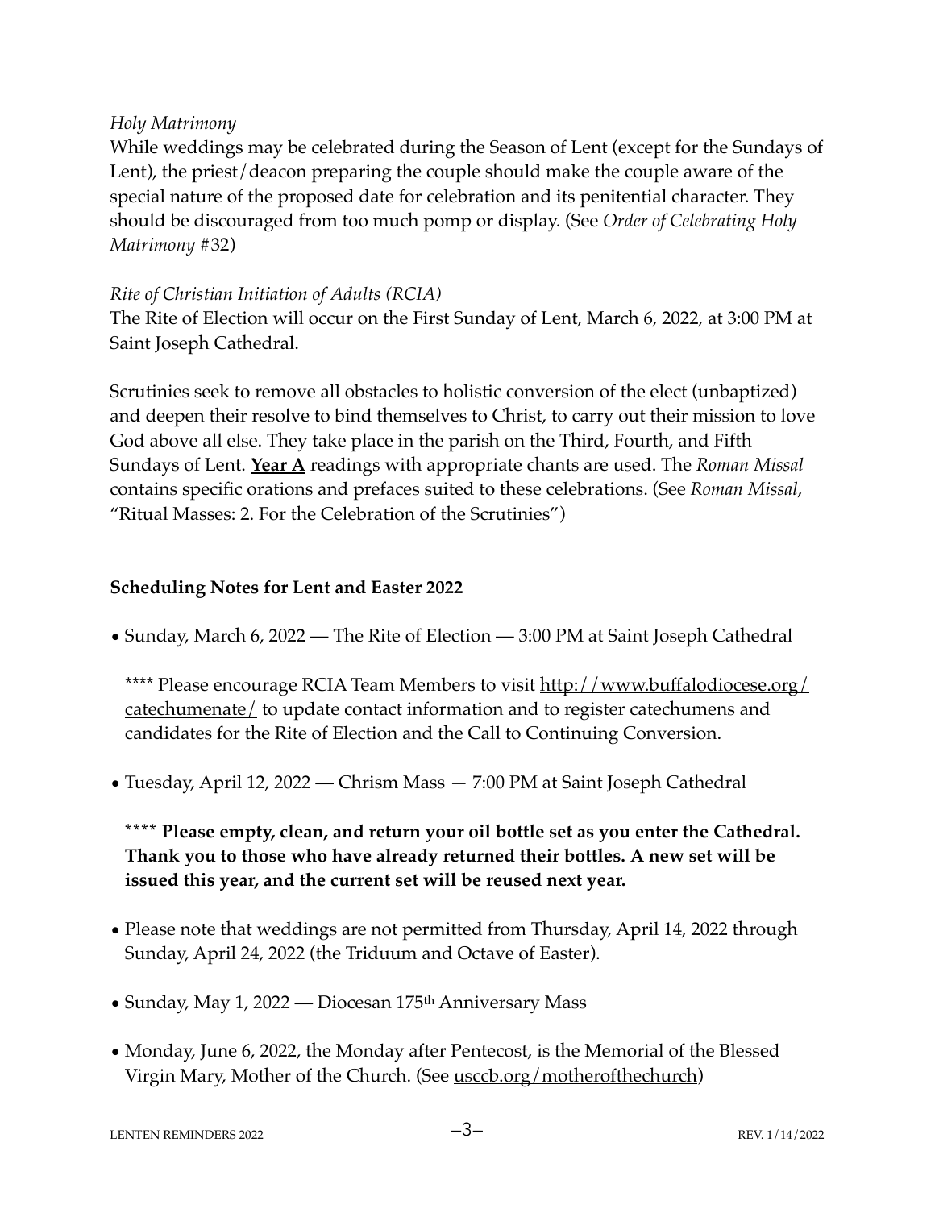*Holy Matrimony*

While weddings may be celebrated during the Season of Lent (except for the Sundays of Lent), the priest/deacon preparing the couple should make the couple aware of the special nature of the proposed date for celebration and its penitential character. They should be discouraged from too much pomp or display. (See *Order of Celebrating Holy Matrimony* #32)

*Rite of Christian Initiation of Adults (RCIA)*

The Rite of Election will occur on the First Sunday of Lent, March 6, 2022, at 3:00 PM at Saint Joseph Cathedral.

Scrutinies seek to remove all obstacles to holistic conversion of the elect (unbaptized) and deepen their resolve to bind themselves to Christ, to carry out their mission to love God above all else. They take place in the parish on the Third, Fourth, and Fifth Sundays of Lent. **Year A** readings with appropriate chants are used. The *Roman Missal* contains specific orations and prefaces suited to these celebrations. (See *Roman Missal*, "Ritual Masses: 2. For the Celebration of the Scrutinies")

**Scheduling Notes for Lent and Easter 2022**

- Sunday, March 6, 2022 — The Rite of Election — 3:00 PM at Saint Joseph Cathedral

  **** Please encourage RCIA Team Members to visit http://www.buffalodiocese.org/catechumenate/ to update contact information and to register catechumens and candidates for the Rite of Election and the Call to Continuing Conversion.

- Tuesday, April 12, 2022 — Chrism Mass — 7:00 PM at Saint Joseph Cathedral

  **** **Please empty, clean, and return your oil bottle set as you enter the Cathedral. Thank you to those who have already returned their bottles. A new set will be issued this year, and the current set will be reused next year.**

- Please note that weddings are not permitted from Thursday, April 14, 2022 through Sunday, April 24, 2022 (the Triduum and Octave of Easter).

- Sunday, May 1, 2022 — Diocesan 175th Anniversary Mass

- Monday, June 6, 2022, the Monday after Pentecost, is the Memorial of the Blessed Virgin Mary, Mother of the Church. (See usccb.org/motherofthechurch)